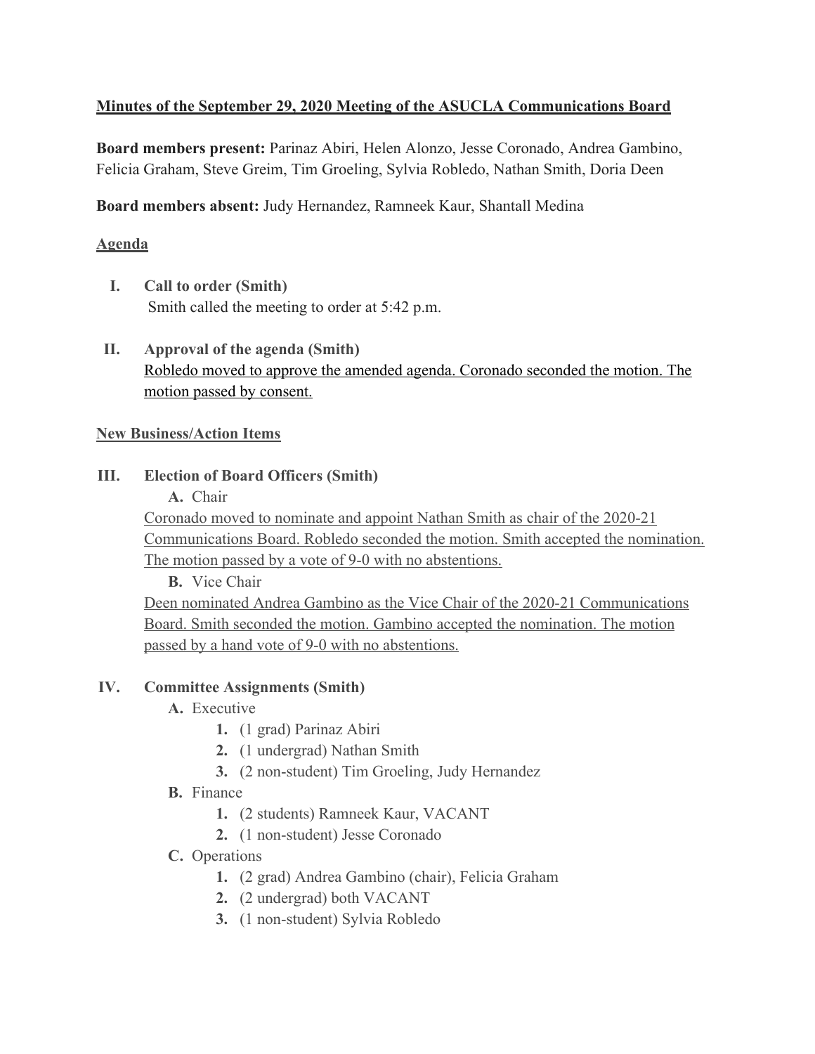**Minutes of the September 29, 2020 Meeting of the ASUCLA Communications Board**

**Board members present:** Parinaz Abiri, Helen Alonzo, Jesse Coronado, Andrea Gambino, Felicia Graham, Steve Greim, Tim Groeling, Sylvia Robledo, Nathan Smith, Doria Deen

**Board members absent:** Judy Hernandez, Ramneek Kaur, Shantall Medina

**Agenda**

I. **Call to order (Smith)**
Smith called the meeting to order at 5:42 p.m.

II. **Approval of the agenda (Smith)**
Robledo moved to approve the amended agenda. Coronado seconded the motion. The motion passed by consent.

**New Business/Action Items**

III. **Election of Board Officers (Smith)**

A. Chair

Coronado moved to nominate and appoint Nathan Smith as chair of the 2020-21 Communications Board. Robledo seconded the motion. Smith accepted the nomination. The motion passed by a vote of 9-0 with no abstentions.

B. Vice Chair

Deen nominated Andrea Gambino as the Vice Chair of the 2020-21 Communications Board. Smith seconded the motion. Gambino accepted the nomination. The motion passed by a hand vote of 9-0 with no abstentions.

IV. **Committee Assignments (Smith)**

A. Executive
   1. (1 grad) Parinaz Abiri
   2. (1 undergrad) Nathan Smith
   3. (2 non-student) Tim Groeling, Judy Hernandez

B. Finance
   1. (2 students) Ramneek Kaur, VACANT
   2. (1 non-student) Jesse Coronado

C. Operations
   1. (2 grad) Andrea Gambino (chair), Felicia Graham
   2. (2 undergrad) both VACANT
   3. (1 non-student) Sylvia Robledo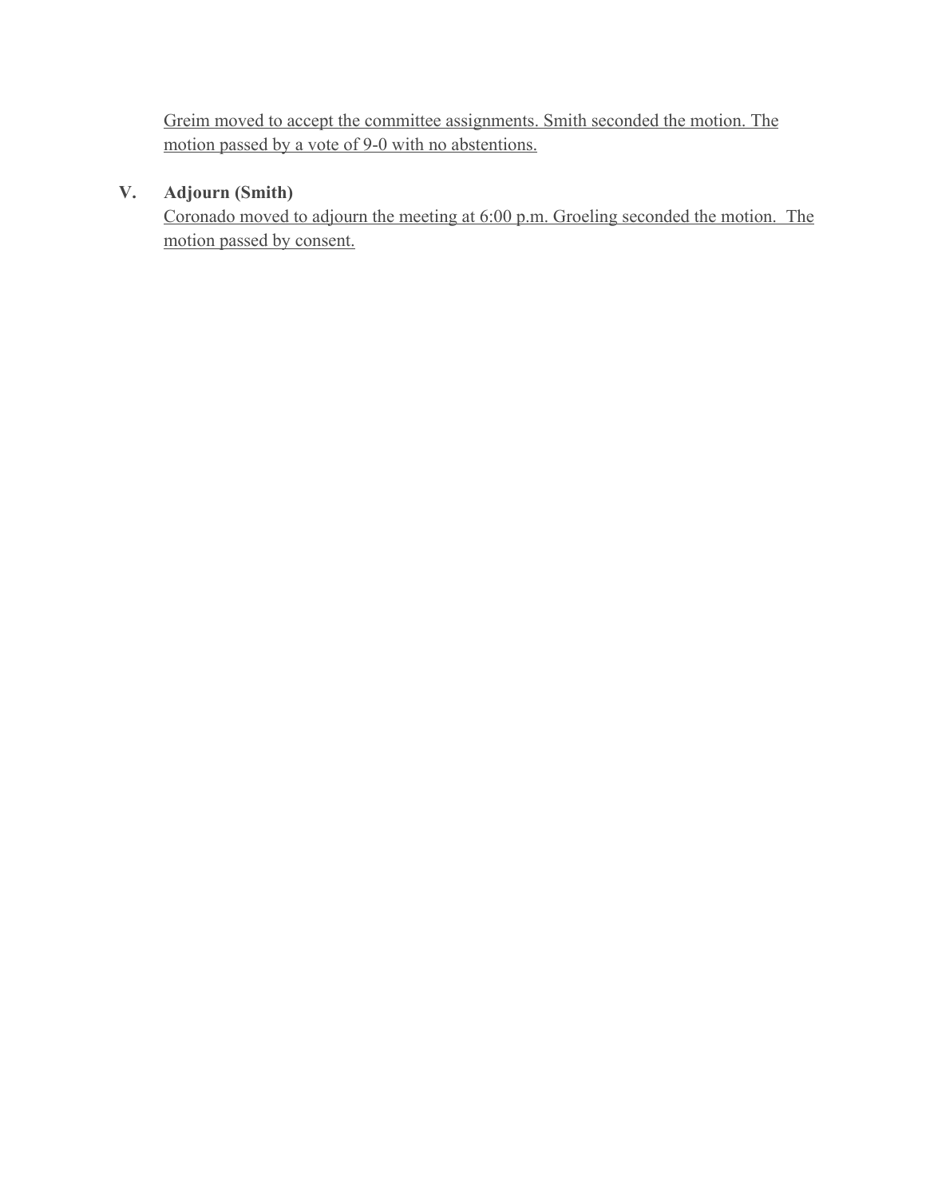Greim moved to accept the committee assignments. Smith seconded the motion. The motion passed by a vote of 9-0 with no abstentions.

**V. Adjourn (Smith)**

Coronado moved to adjourn the meeting at 6:00 p.m. Groeling seconded the motion. The motion passed by consent.